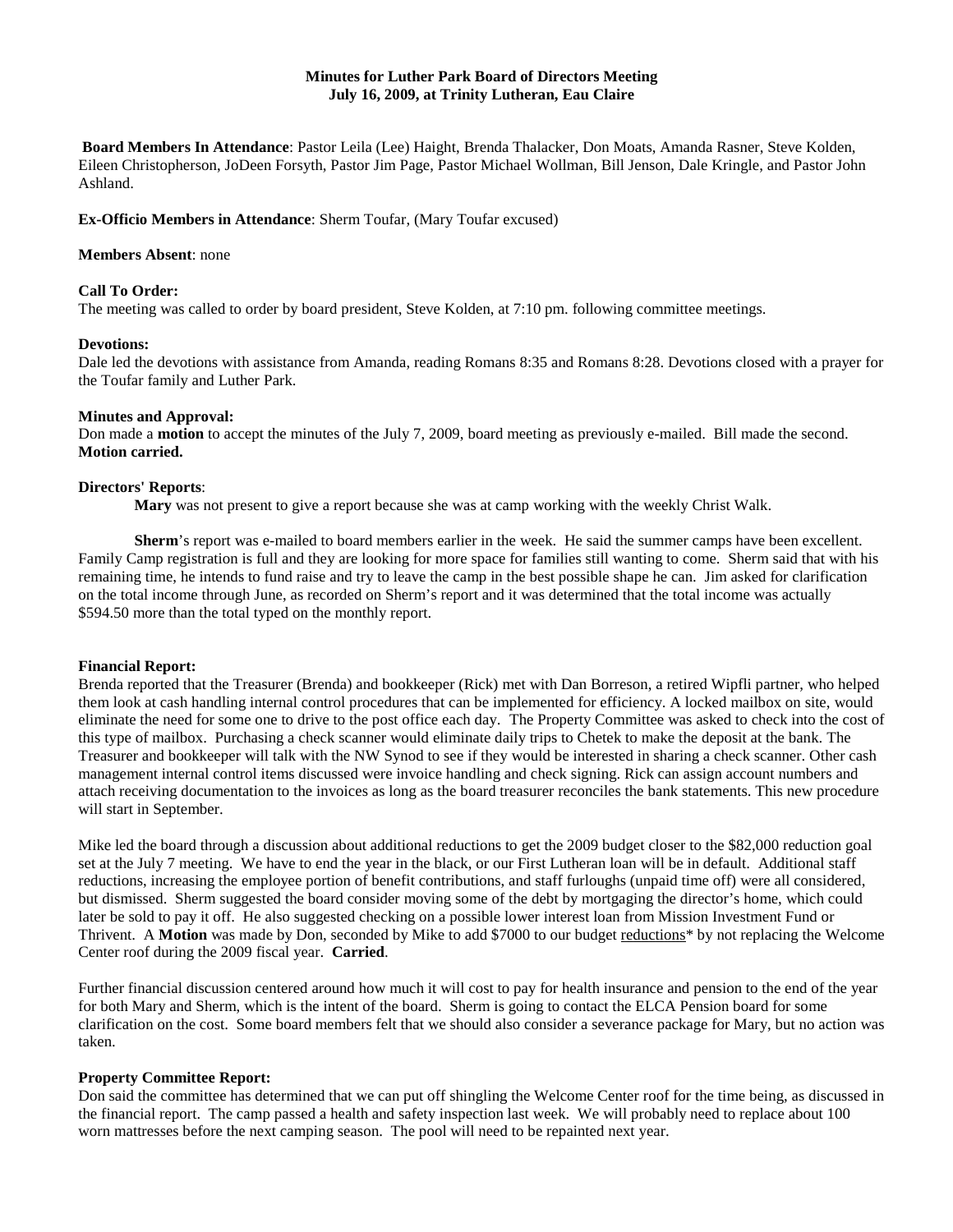**Minutes for Luther Park Board of Directors Meeting**
**July 16, 2009, at Trinity Lutheran, Eau Claire**

**Board Members In Attendance**: Pastor Leila (Lee) Haight, Brenda Thalacker, Don Moats, Amanda Rasner, Steve Kolden, Eileen Christopherson, JoDeen Forsyth, Pastor Jim Page, Pastor Michael Wollman, Bill Jenson, Dale Kringle, and Pastor John Ashland.

**Ex-Officio Members in Attendance**: Sherm Toufar, (Mary Toufar excused)

**Members Absent**: none

**Call To Order:**
The meeting was called to order by board president, Steve Kolden, at 7:10 pm. following committee meetings.

**Devotions:**
Dale led the devotions with assistance from Amanda, reading Romans 8:35 and Romans 8:28. Devotions closed with a prayer for the Toufar family and Luther Park.

**Minutes and Approval:**
Don made a **motion** to accept the minutes of the July 7, 2009, board meeting as previously e-mailed. Bill made the second. **Motion carried.**

**Directors' Reports**:

**Mary** was not present to give a report because she was at camp working with the weekly Christ Walk.

**Sherm**'s report was e-mailed to board members earlier in the week. He said the summer camps have been excellent. Family Camp registration is full and they are looking for more space for families still wanting to come. Sherm said that with his remaining time, he intends to fund raise and try to leave the camp in the best possible shape he can. Jim asked for clarification on the total income through June, as recorded on Sherm's report and it was determined that the total income was actually $594.50 more than the total typed on the monthly report.

**Financial Report:**
Brenda reported that the Treasurer (Brenda) and bookkeeper (Rick) met with Dan Borreson, a retired Wipfli partner, who helped them look at cash handling internal control procedures that can be implemented for efficiency. A locked mailbox on site, would eliminate the need for some one to drive to the post office each day. The Property Committee was asked to check into the cost of this type of mailbox. Purchasing a check scanner would eliminate daily trips to Chetek to make the deposit at the bank. The Treasurer and bookkeeper will talk with the NW Synod to see if they would be interested in sharing a check scanner. Other cash management internal control items discussed were invoice handling and check signing. Rick can assign account numbers and attach receiving documentation to the invoices as long as the board treasurer reconciles the bank statements. This new procedure will start in September.

Mike led the board through a discussion about additional reductions to get the 2009 budget closer to the $82,000 reduction goal set at the July 7 meeting. We have to end the year in the black, or our First Lutheran loan will be in default. Additional staff reductions, increasing the employee portion of benefit contributions, and staff furloughs (unpaid time off) were all considered, but dismissed. Sherm suggested the board consider moving some of the debt by mortgaging the director's home, which could later be sold to pay it off. He also suggested checking on a possible lower interest loan from Mission Investment Fund or Thrivent. A **Motion** was made by Don, seconded by Mike to add $7000 to our budget <u>reductions</u>* by not replacing the Welcome Center roof during the 2009 fiscal year. **Carried**.

Further financial discussion centered around how much it will cost to pay for health insurance and pension to the end of the year for both Mary and Sherm, which is the intent of the board. Sherm is going to contact the ELCA Pension board for some clarification on the cost. Some board members felt that we should also consider a severance package for Mary, but no action was taken.

**Property Committee Report:**
Don said the committee has determined that we can put off shingling the Welcome Center roof for the time being, as discussed in the financial report. The camp passed a health and safety inspection last week. We will probably need to replace about 100 worn mattresses before the next camping season. The pool will need to be repainted next year.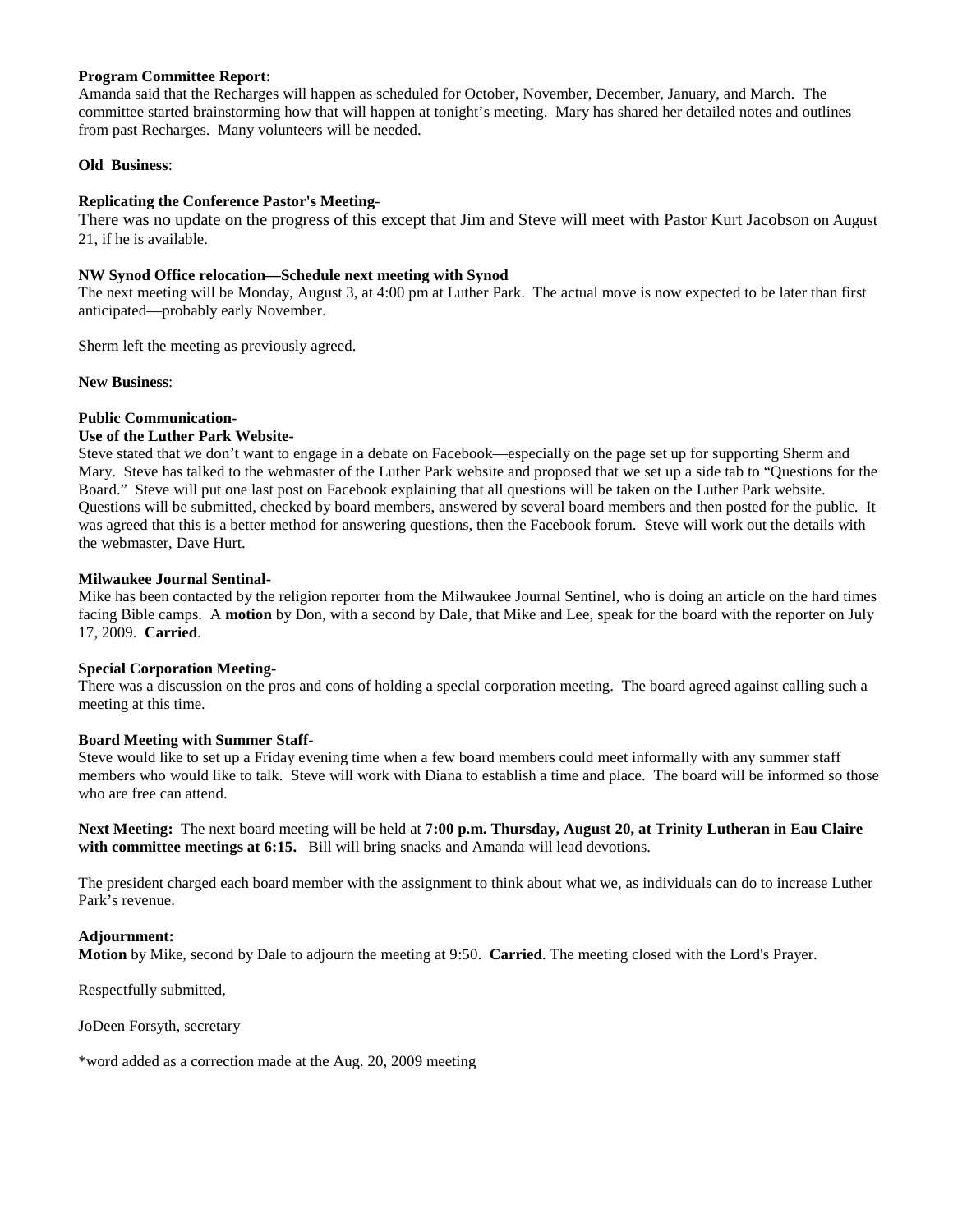**Program Committee Report:**
Amanda said that the Recharges will happen as scheduled for October, November, December, January, and March. The committee started brainstorming how that will happen at tonight's meeting. Mary has shared her detailed notes and outlines from past Recharges. Many volunteers will be needed.

**Old Business**:

**Replicating the Conference Pastor's Meeting-**
There was no update on the progress of this except that Jim and Steve will meet with Pastor Kurt Jacobson on August 21, if he is available.

**NW Synod Office relocation—Schedule next meeting with Synod**
The next meeting will be Monday, August 3, at 4:00 pm at Luther Park. The actual move is now expected to be later than first anticipated—probably early November.

Sherm left the meeting as previously agreed.

**New Business**:

**Public Communication-**
**Use of the Luther Park Website-**
Steve stated that we don't want to engage in a debate on Facebook—especially on the page set up for supporting Sherm and Mary. Steve has talked to the webmaster of the Luther Park website and proposed that we set up a side tab to "Questions for the Board." Steve will put one last post on Facebook explaining that all questions will be taken on the Luther Park website. Questions will be submitted, checked by board members, answered by several board members and then posted for the public. It was agreed that this is a better method for answering questions, then the Facebook forum. Steve will work out the details with the webmaster, Dave Hurt.

**Milwaukee Journal Sentinal-**
Mike has been contacted by the religion reporter from the Milwaukee Journal Sentinel, who is doing an article on the hard times facing Bible camps. A **motion** by Don, with a second by Dale, that Mike and Lee, speak for the board with the reporter on July 17, 2009. **Carried**.

**Special Corporation Meeting-**
There was a discussion on the pros and cons of holding a special corporation meeting. The board agreed against calling such a meeting at this time.

**Board Meeting with Summer Staff-**
Steve would like to set up a Friday evening time when a few board members could meet informally with any summer staff members who would like to talk. Steve will work with Diana to establish a time and place. The board will be informed so those who are free can attend.

**Next Meeting:** The next board meeting will be held at **7:00 p.m. Thursday, August 20, at Trinity Lutheran in Eau Claire with committee meetings at 6:15.** Bill will bring snacks and Amanda will lead devotions.

The president charged each board member with the assignment to think about what we, as individuals can do to increase Luther Park's revenue.

**Adjournment:**
**Motion** by Mike, second by Dale to adjourn the meeting at 9:50. **Carried**. The meeting closed with the Lord's Prayer.

Respectfully submitted,

JoDeen Forsyth, secretary

*word added as a correction made at the Aug. 20, 2009 meeting